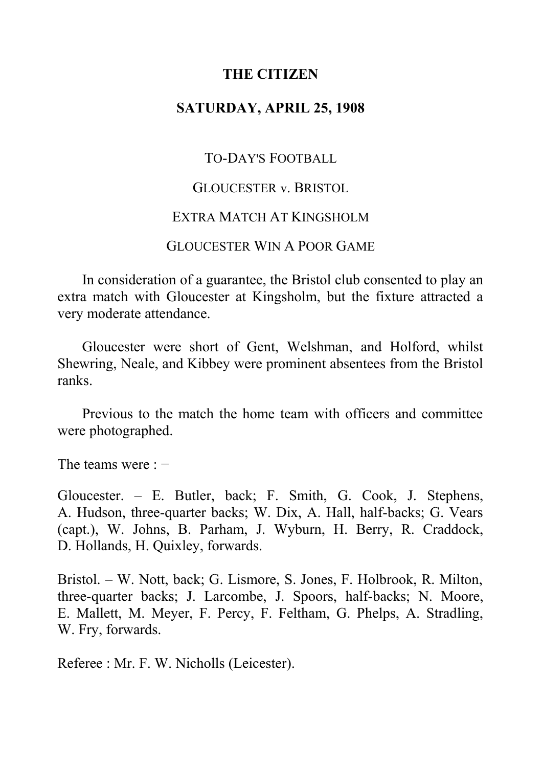# THE CITIZEN

## SATURDAY, APRIL 25, 1908

### TO-DAY'S FOOTBALL

### GLOUCESTER v. BRISTOL

### EXTRA MATCH AT KINGSHOLM

### GLOUCESTER WIN A POOR GAME

In consideration of a guarantee, the Bristol club consented to play an extra match with Gloucester at Kingsholm, but the fixture attracted a very moderate attendance.

Gloucester were short of Gent, Welshman, and Holford, whilst Shewring, Neale, and Kibbey were prominent absentees from the Bristol ranks.

Previous to the match the home team with officers and committee were photographed.

The teams were : −

Gloucester. – E. Butler, back; F. Smith, G. Cook, J. Stephens, A. Hudson, three-quarter backs; W. Dix, A. Hall, half-backs; G. Vears (capt.), W. Johns, B. Parham, J. Wyburn, H. Berry, R. Craddock, D. Hollands, H. Quixley, forwards.

Bristol. – W. Nott, back; G. Lismore, S. Jones, F. Holbrook, R. Milton, three-quarter backs; J. Larcombe, J. Spoors, half-backs; N. Moore, E. Mallett, M. Meyer, F. Percy, F. Feltham, G. Phelps, A. Stradling, W. Fry, forwards.

Referee : Mr. F. W. Nicholls (Leicester).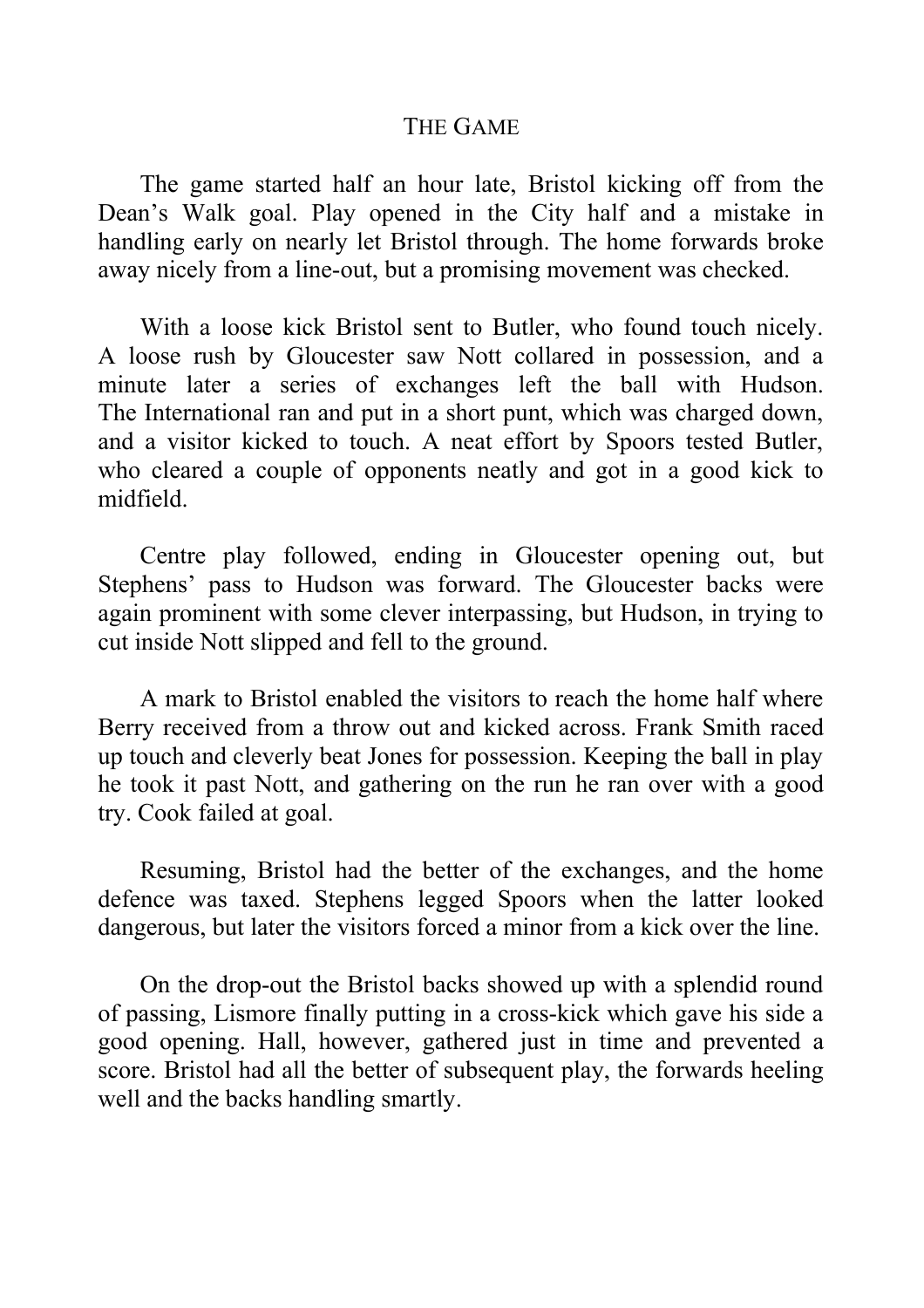## THE GAME

The game started half an hour late, Bristol kicking off from the Dean's Walk goal. Play opened in the City half and a mistake in handling early on nearly let Bristol through. The home forwards broke away nicely from a line-out, but a promising movement was checked.

With a loose kick Bristol sent to Butler, who found touch nicely. A loose rush by Gloucester saw Nott collared in possession, and a minute later a series of exchanges left the ball with Hudson. The International ran and put in a short punt, which was charged down, and a visitor kicked to touch. A neat effort by Spoors tested Butler, who cleared a couple of opponents neatly and got in a good kick to midfield.

Centre play followed, ending in Gloucester opening out, but Stephens' pass to Hudson was forward. The Gloucester backs were again prominent with some clever interpassing, but Hudson, in trying to cut inside Nott slipped and fell to the ground.

A mark to Bristol enabled the visitors to reach the home half where Berry received from a throw out and kicked across. Frank Smith raced up touch and cleverly beat Jones for possession. Keeping the ball in play he took it past Nott, and gathering on the run he ran over with a good try. Cook failed at goal.

Resuming, Bristol had the better of the exchanges, and the home defence was taxed. Stephens legged Spoors when the latter looked dangerous, but later the visitors forced a minor from a kick over the line.

On the drop-out the Bristol backs showed up with a splendid round of passing, Lismore finally putting in a cross-kick which gave his side a good opening. Hall, however, gathered just in time and prevented a score. Bristol had all the better of subsequent play, the forwards heeling well and the backs handling smartly.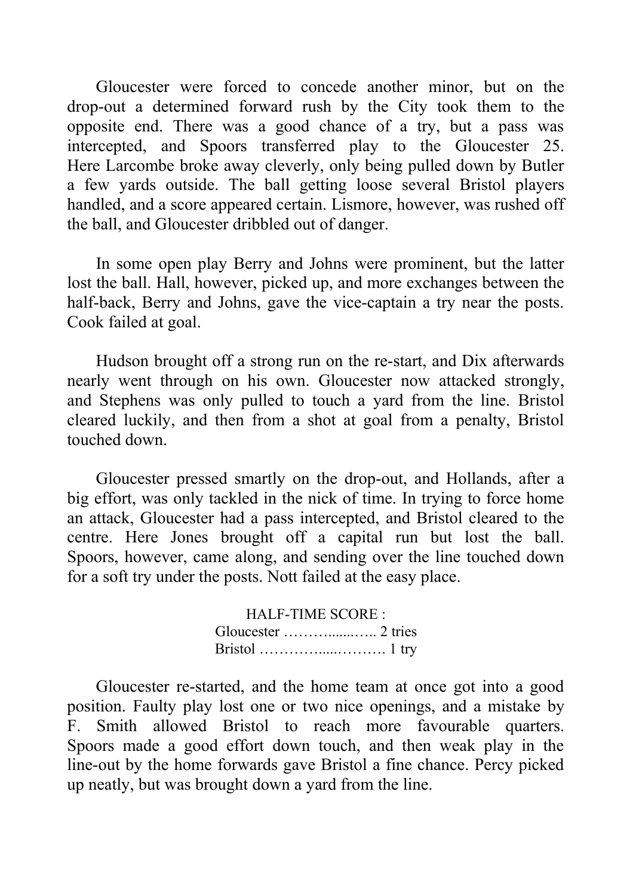Gloucester were forced to concede another minor, but on the drop-out a determined forward rush by the City took them to the opposite end. There was a good chance of a try, but a pass was intercepted, and Spoors transferred play to the Gloucester 25. Here Larcombe broke away cleverly, only being pulled down by Butler a few yards outside. The ball getting loose several Bristol players handled, and a score appeared certain. Lismore, however, was rushed off the ball, and Gloucester dribbled out of danger.

In some open play Berry and Johns were prominent, but the latter lost the ball. Hall, however, picked up, and more exchanges between the half-back, Berry and Johns, gave the vice-captain a try near the posts. Cook failed at goal.

Hudson brought off a strong run on the re-start, and Dix afterwards nearly went through on his own. Gloucester now attacked strongly, and Stephens was only pulled to touch a yard from the line. Bristol cleared luckily, and then from a shot at goal from a penalty, Bristol touched down.

Gloucester pressed smartly on the drop-out, and Hollands, after a big effort, was only tackled in the nick of time. In trying to force home an attack, Gloucester had a pass intercepted, and Bristol cleared to the centre. Here Jones brought off a capital run but lost the ball. Spoors, however, came along, and sending over the line touched down for a soft try under the posts. Nott failed at the easy place.

HALF-TIME SCORE :
Gloucester ………......….. 2 tries
Bristol …………......………. 1 try

Gloucester re-started, and the home team at once got into a good position. Faulty play lost one or two nice openings, and a mistake by F. Smith allowed Bristol to reach more favourable quarters. Spoors made a good effort down touch, and then weak play in the line-out by the home forwards gave Bristol a fine chance. Percy picked up neatly, but was brought down a yard from the line.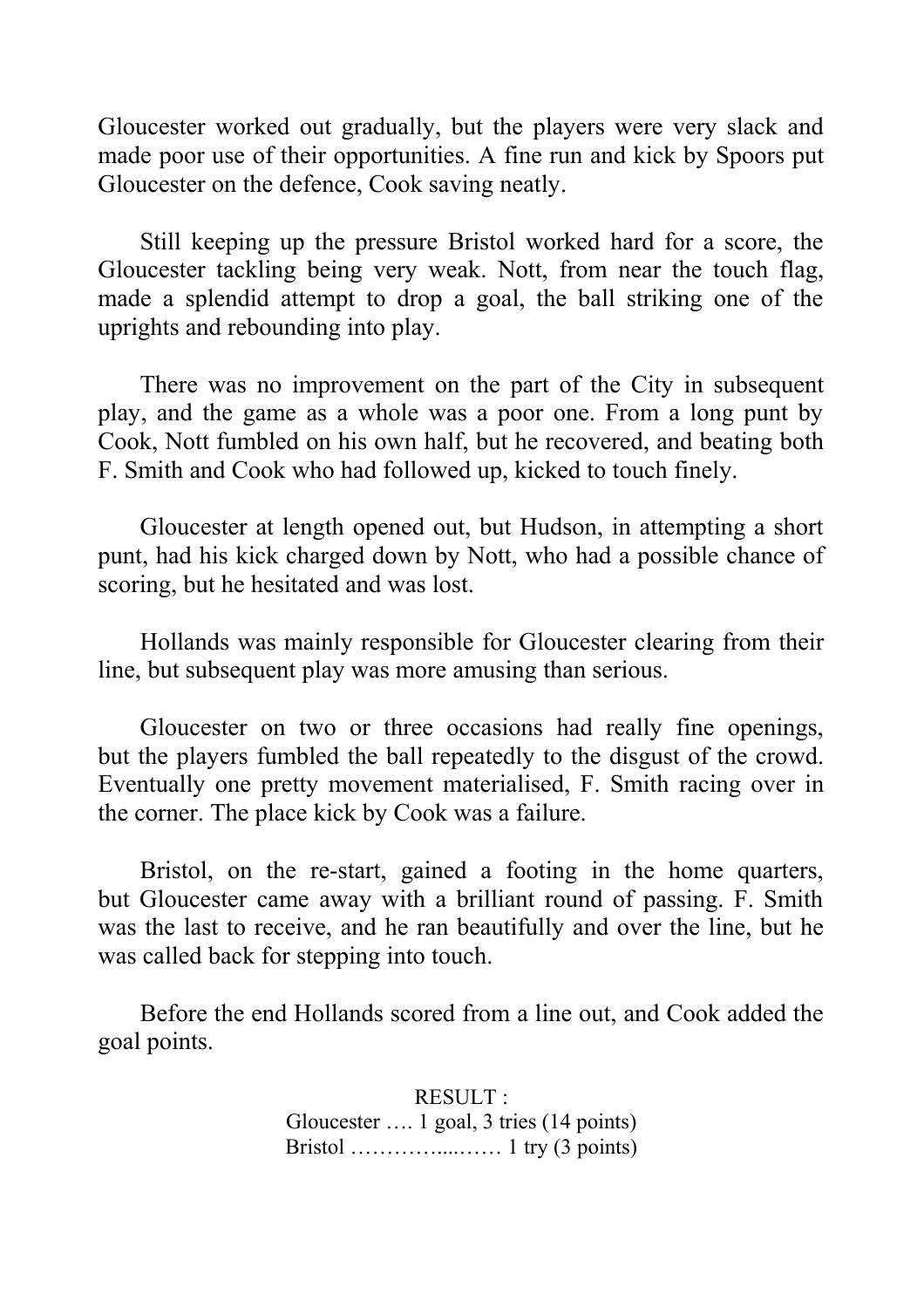Gloucester worked out gradually, but the players were very slack and made poor use of their opportunities. A fine run and kick by Spoors put Gloucester on the defence, Cook saving neatly.

Still keeping up the pressure Bristol worked hard for a score, the Gloucester tackling being very weak. Nott, from near the touch flag, made a splendid attempt to drop a goal, the ball striking one of the uprights and rebounding into play.

There was no improvement on the part of the City in subsequent play, and the game as a whole was a poor one. From a long punt by Cook, Nott fumbled on his own half, but he recovered, and beating both F. Smith and Cook who had followed up, kicked to touch finely.

Gloucester at length opened out, but Hudson, in attempting a short punt, had his kick charged down by Nott, who had a possible chance of scoring, but he hesitated and was lost.

Hollands was mainly responsible for Gloucester clearing from their line, but subsequent play was more amusing than serious.

Gloucester on two or three occasions had really fine openings, but the players fumbled the ball repeatedly to the disgust of the crowd. Eventually one pretty movement materialised, F. Smith racing over in the corner. The place kick by Cook was a failure.

Bristol, on the re-start, gained a footing in the home quarters, but Gloucester came away with a brilliant round of passing. F. Smith was the last to receive, and he ran beautifully and over the line, but he was called back for stepping into touch.

Before the end Hollands scored from a line out, and Cook added the goal points.

RESULT :

Gloucester …. 1 goal, 3 tries (14 points)

Bristol …………....…… 1 try (3 points)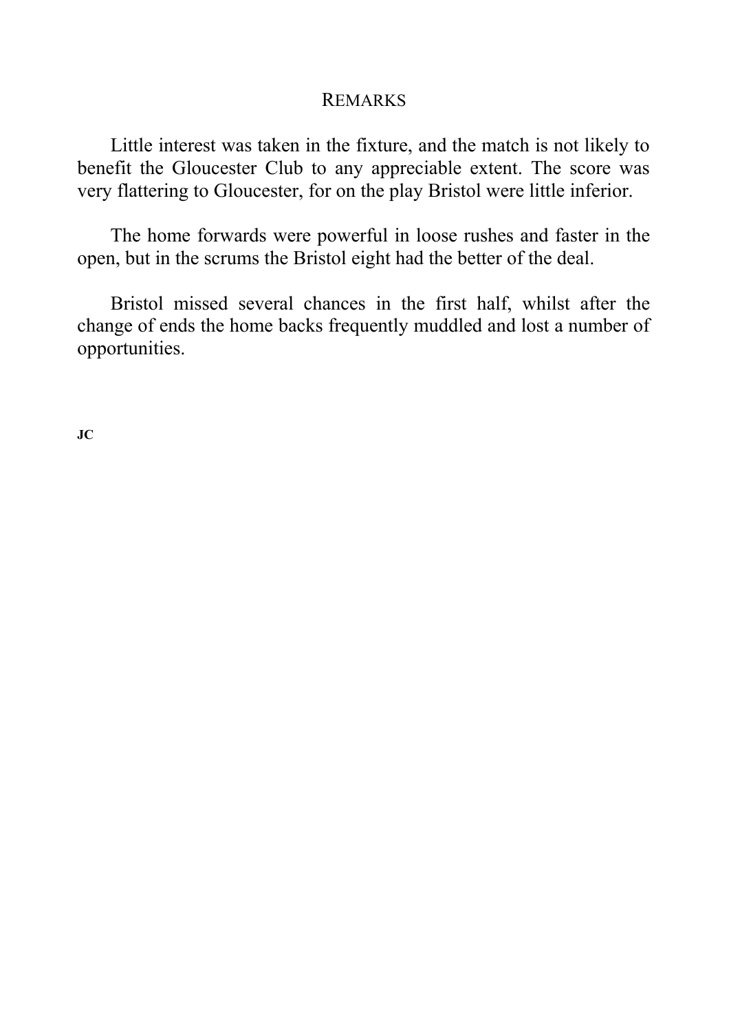## REMARKS

Little interest was taken in the fixture, and the match is not likely to benefit the Gloucester Club to any appreciable extent. The score was very flattering to Gloucester, for on the play Bristol were little inferior.

The home forwards were powerful in loose rushes and faster in the open, but in the scrums the Bristol eight had the better of the deal.

Bristol missed several chances in the first half, whilst after the change of ends the home backs frequently muddled and lost a number of opportunities.

**JC**